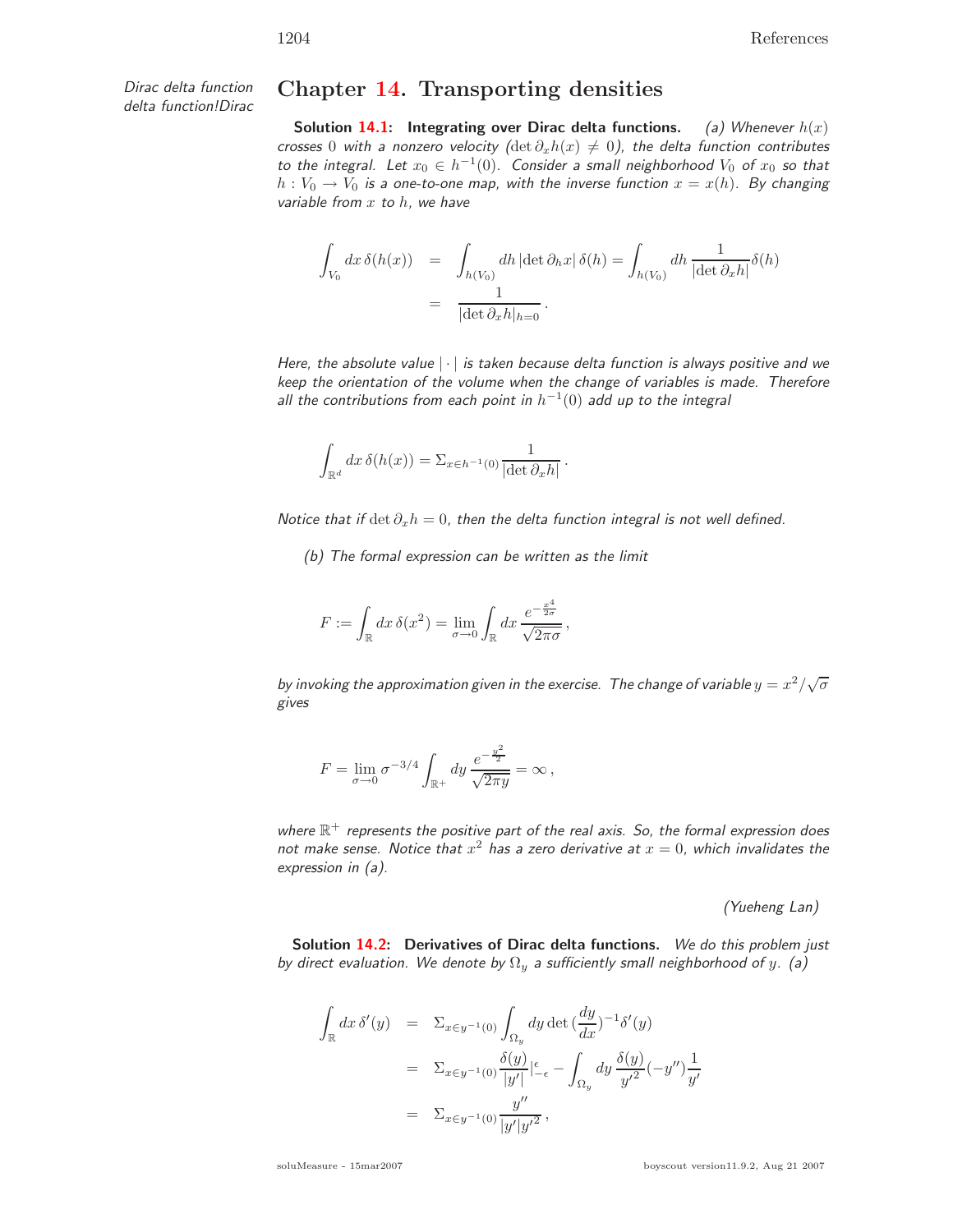*Dirac delta function*
*delta function!Dirac*

# Chapter 14. Transporting densities

**Solution 14.1: Integrating over Dirac delta functions.** *(a) Whenever $h(x)$ crosses 0 with a nonzero velocity ($\det \partial_x h(x) \neq 0$), the delta function contributes to the integral. Let $x_0 \in h^{-1}(0)$. Consider a small neighborhood $V_0$ of $x_0$ so that $h : V_0 \to V_0$ is a one-to-one map, with the inverse function $x = x(h)$. By changing variable from $x$ to $h$, we have*

$$
\begin{aligned}
\int_{V_0} dx\, \delta(h(x)) &= \int_{h(V_0)} dh\, |\det \partial_h x|\, \delta(h) = \int_{h(V_0)} dh\, \frac{1}{|\det \partial_x h|} \delta(h) \\
&= \frac{1}{|\det \partial_x h|_{h=0}} .
\end{aligned}
$$

*Here, the absolute value $|\cdot|$ is taken because delta function is always positive and we keep the orientation of the volume when the change of variables is made. Therefore all the contributions from each point in $h^{-1}(0)$ add up to the integral*

$$
\int_{\mathbb{R}^d} dx\, \delta(h(x)) = \Sigma_{x \in h^{-1}(0)} \frac{1}{|\det \partial_x h|} .
$$

*Notice that if $\det \partial_x h = 0$, then the delta function integral is not well defined.*

*(b) The formal expression can be written as the limit*

$$
F := \int_{\mathbb{R}} dx\, \delta(x^2) = \lim_{\sigma \to 0} \int_{\mathbb{R}} dx\, \frac{e^{-\frac{x^4}{2\sigma}}}{\sqrt{2\pi\sigma}} ,
$$

*by invoking the approximation given in the exercise. The change of variable $y = x^2/\sqrt{\sigma}$ gives*

$$
F = \lim_{\sigma \to 0} \sigma^{-3/4} \int_{\mathbb{R}^+} dy\, \frac{e^{-\frac{y^2}{2}}}{\sqrt{2\pi y}} = \infty ,
$$

*where $\mathbb{R}^+$ represents the positive part of the real axis. So, the formal expression does not make sense. Notice that $x^2$ has a zero derivative at $x = 0$, which invalidates the expression in (a).*

*(Yueheng Lan)*

**Solution 14.2: Derivatives of Dirac delta functions.** *We do this problem just by direct evaluation. We denote by $\Omega_y$ a sufficiently small neighborhood of $y$. (a)*

$$
\begin{aligned}
\int_{\mathbb{R}} dx\, \delta'(y) &= \Sigma_{x \in y^{-1}(0)} \int_{\Omega_y} dy\, \det(\frac{dy}{dx})^{-1} \delta'(y) \\
&= \Sigma_{x \in y^{-1}(0)} \frac{\delta(y)}{|y'|} \Big|_{-\epsilon}^{\epsilon} - \int_{\Omega_y} dy\, \frac{\delta(y)}{y'^2} (-y'') \frac{1}{y'} \\
&= \Sigma_{x \in y^{-1}(0)} \frac{y''}{|y'| y'^2} ,
\end{aligned}
$$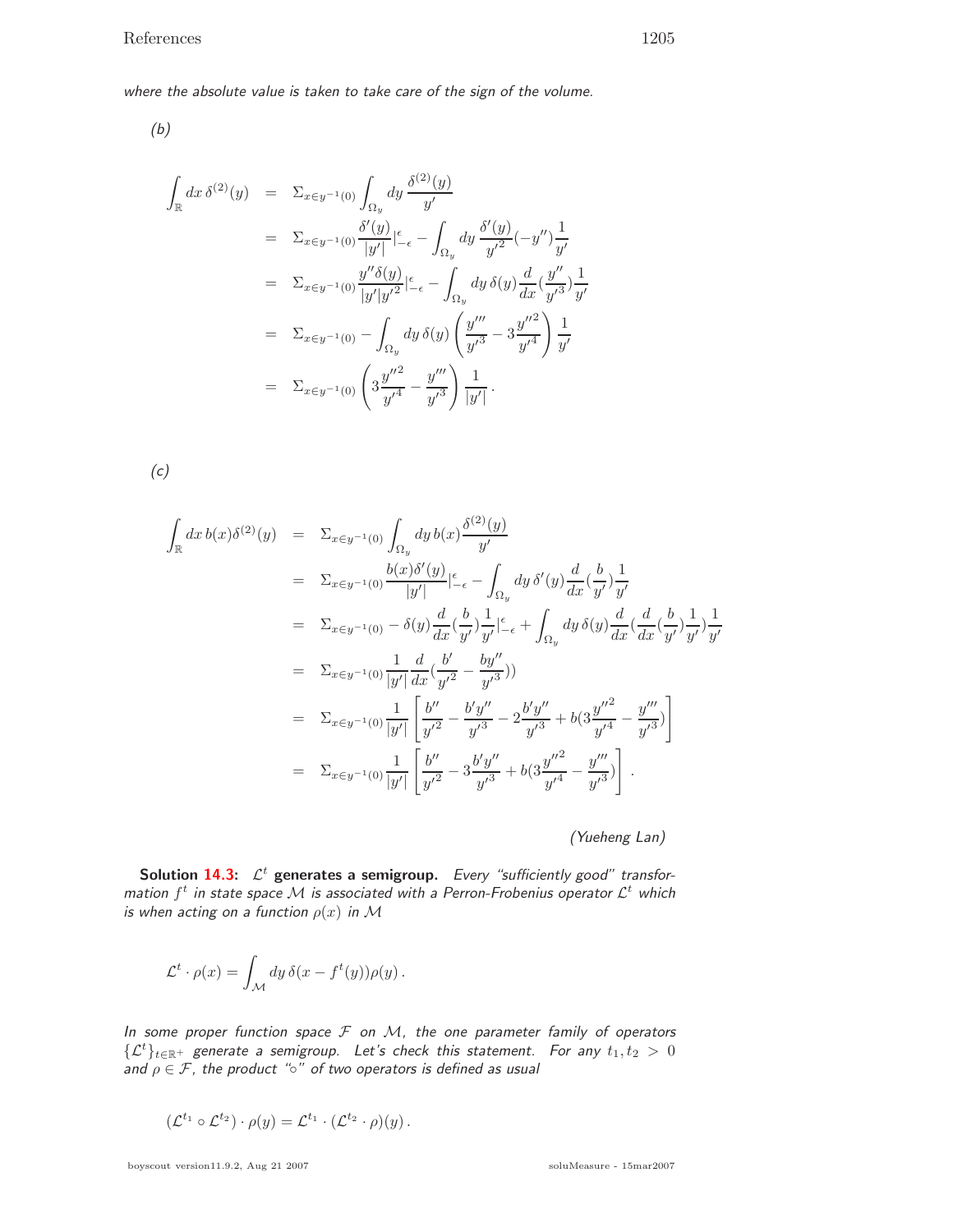*where the absolute value is taken to take care of the sign of the volume.*

*(b)*

$$
\begin{aligned}
\int_{\mathbb{R}} dx\,\delta^{(2)}(y) &= \Sigma_{x\in y^{-1}(0)} \int_{\Omega_y} dy\,\frac{\delta^{(2)}(y)}{y'} \\
&= \Sigma_{x\in y^{-1}(0)} \frac{\delta'(y)}{|y'|}\Big|_{-\epsilon}^{\epsilon} - \int_{\Omega_y} dy\,\frac{\delta'(y)}{y'^2}(-y'')\frac{1}{y'} \\
&= \Sigma_{x\in y^{-1}(0)} \frac{y''\delta(y)}{|y'|y'^2}\Big|_{-\epsilon}^{\epsilon} - \int_{\Omega_y} dy\,\delta(y)\frac{d}{dx}(\frac{y''}{y'^3})\frac{1}{y'} \\
&= \Sigma_{x\in y^{-1}(0)} - \int_{\Omega_y} dy\,\delta(y)\left(\frac{y'''}{y'^3} - 3\frac{y''^2}{y'^4}\right)\frac{1}{y'} \\
&= \Sigma_{x\in y^{-1}(0)} \left(3\frac{y''^2}{y'^4} - \frac{y'''}{y'^3}\right)\frac{1}{|y'|}\,.
\end{aligned}
$$

*(c)*

$$
\begin{aligned}
\int_{\mathbb{R}} dx\,b(x)\delta^{(2)}(y) &= \Sigma_{x\in y^{-1}(0)} \int_{\Omega_y} dy\,b(x)\frac{\delta^{(2)}(y)}{y'} \\
&= \Sigma_{x\in y^{-1}(0)} \frac{b(x)\delta'(y)}{|y'|}\Big|_{-\epsilon}^{\epsilon} - \int_{\Omega_y} dy\,\delta'(y)\frac{d}{dx}(\frac{b}{y'})\frac{1}{y'} \\
&= \Sigma_{x\in y^{-1}(0)} - \delta(y)\frac{d}{dx}(\frac{b}{y'})\frac{1}{y'}\Big|_{-\epsilon}^{\epsilon} + \int_{\Omega_y} dy\,\delta(y)\frac{d}{dx}(\frac{d}{dx}(\frac{b}{y'})\frac{1}{y'})\frac{1}{y'} \\
&= \Sigma_{x\in y^{-1}(0)} \frac{1}{|y'|}\frac{d}{dx}(\frac{b'}{y'^2} - \frac{by''}{y'^3})) \\
&= \Sigma_{x\in y^{-1}(0)} \frac{1}{|y'|}\left[\frac{b''}{y'^2} - \frac{b'y''}{y'^3} - 2\frac{b'y''}{y'^3} + b(3\frac{y''^2}{y'^4} - \frac{y'''}{y'^3})\right] \\
&= \Sigma_{x\in y^{-1}(0)} \frac{1}{|y'|}\left[\frac{b''}{y'^2} - 3\frac{b'y''}{y'^3} + b(3\frac{y''^2}{y'^4} - \frac{y'''}{y'^3})\right]\,.
\end{aligned}
$$

*(Yueheng Lan)*

**Solution 14.3: $\mathcal{L}^t$ generates a semigroup.** *Every "sufficiently good" transformation $f^t$ in state space $\mathcal{M}$ is associated with a Perron-Frobenius operator $\mathcal{L}^t$ which is when acting on a function $\rho(x)$ in $\mathcal{M}$*

$$
\mathcal{L}^t \cdot \rho(x) = \int_{\mathcal{M}} dy\,\delta(x - f^t(y))\rho(y)\,.
$$

*In some proper function space $\mathcal{F}$ on $\mathcal{M}$, the one parameter family of operators $\{\mathcal{L}^t\}_{t\in\mathbb{R}^+}$ generate a semigroup. Let's check this statement. For any $t_1, t_2 > 0$ and $\rho \in \mathcal{F}$, the product "$\circ$" of two operators is defined as usual*

$$
(\mathcal{L}^{t_1} \circ \mathcal{L}^{t_2}) \cdot \rho(y) = \mathcal{L}^{t_1} \cdot (\mathcal{L}^{t_2} \cdot \rho)(y)\,.
$$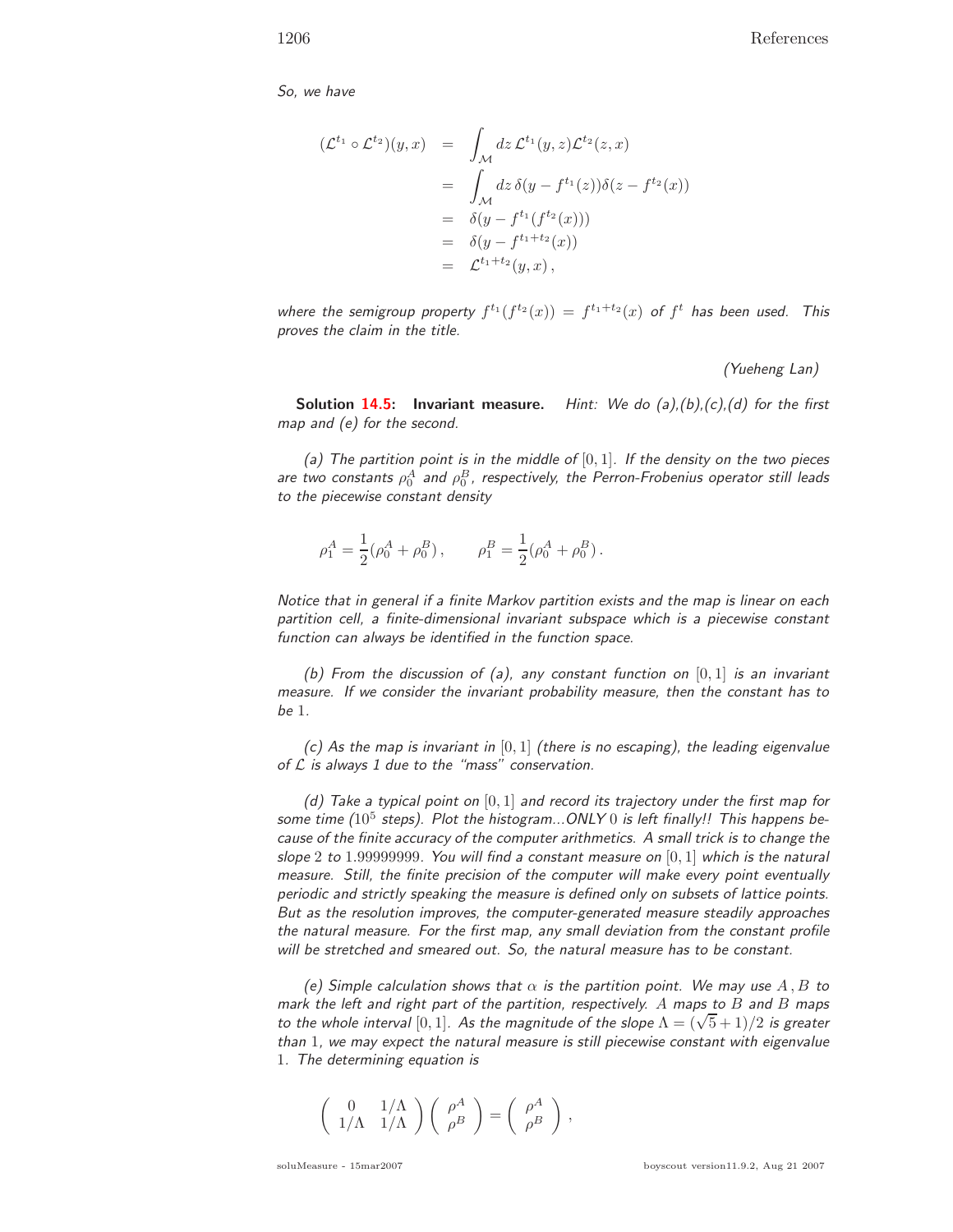*So, we have*

$$
\begin{aligned}
(\mathcal{L}^{t_1} \circ \mathcal{L}^{t_2})(y,x) &= \int_{\mathcal{M}} dz\, \mathcal{L}^{t_1}(y,z)\mathcal{L}^{t_2}(z,x) \\
&= \int_{\mathcal{M}} dz\, \delta(y - f^{t_1}(z))\delta(z - f^{t_2}(x)) \\
&= \delta(y - f^{t_1}(f^{t_2}(x))) \\
&= \delta(y - f^{t_1+t_2}(x)) \\
&= \mathcal{L}^{t_1+t_2}(y,x)\,,
\end{aligned}
$$

*where the semigroup property $f^{t_1}(f^{t_2}(x)) = f^{t_1+t_2}(x)$ of $f^t$ has been used. This proves the claim in the title.*

*(Yueheng Lan)*

**Solution 14.5: Invariant measure.** *Hint: We do (a),(b),(c),(d) for the first map and (e) for the second.*

*(a) The partition point is in the middle of $[0,1]$. If the density on the two pieces are two constants $\rho_0^A$ and $\rho_0^B$, respectively, the Perron-Frobenius operator still leads to the piecewise constant density*

$$
\rho_1^A = \frac{1}{2}(\rho_0^A + \rho_0^B)\,, \qquad \rho_1^B = \frac{1}{2}(\rho_0^A + \rho_0^B)\,.
$$

*Notice that in general if a finite Markov partition exists and the map is linear on each partition cell, a finite-dimensional invariant subspace which is a piecewise constant function can always be identified in the function space.*

*(b) From the discussion of (a), any constant function on $[0,1]$ is an invariant measure. If we consider the invariant probability measure, then the constant has to be 1.*

*(c) As the map is invariant in $[0,1]$ (there is no escaping), the leading eigenvalue of $\mathcal{L}$ is always 1 due to the "mass" conservation.*

*(d) Take a typical point on $[0,1]$ and record its trajectory under the first map for some time ($10^5$ steps). Plot the histogram...ONLY 0 is left finally!! This happens because of the finite accuracy of the computer arithmetics. A small trick is to change the slope 2 to 1.99999999. You will find a constant measure on $[0,1]$ which is the natural measure. Still, the finite precision of the computer will make every point eventually periodic and strictly speaking the measure is defined only on subsets of lattice points. But as the resolution improves, the computer-generated measure steadily approaches the natural measure. For the first map, any small deviation from the constant profile will be stretched and smeared out. So, the natural measure has to be constant.*

*(e) Simple calculation shows that $\alpha$ is the partition point. We may use $A, B$ to mark the left and right part of the partition, respectively. $A$ maps to $B$ and $B$ maps to the whole interval $[0,1]$. As the magnitude of the slope $\Lambda = (\sqrt{5}+1)/2$ is greater than 1, we may expect the natural measure is still piecewise constant with eigenvalue 1. The determining equation is*

$$
\left( \begin{array}{cc} 0 & 1/\Lambda \\ 1/\Lambda & 1/\Lambda \end{array} \right) \left( \begin{array}{c} \rho^A \\ \rho^B \end{array} \right) = \left( \begin{array}{c} \rho^A \\ \rho^B \end{array} \right)\,,
$$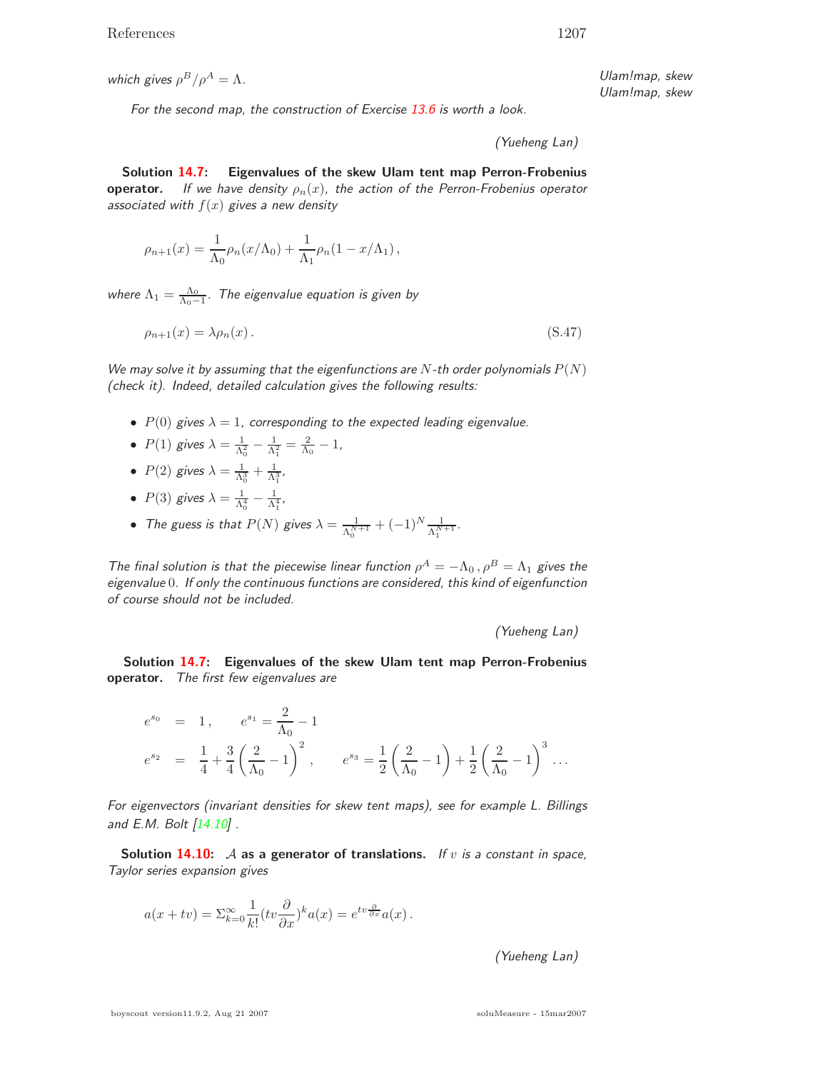*which gives $\rho^B/\rho^A = \Lambda$.*

*For the second map, the construction of Exercise 13.6 is worth a look.*

*(Yueheng Lan)*

**Solution 14.7: Eigenvalues of the skew Ulam tent map Perron-Frobenius operator.** *If we have density $\rho_n(x)$, the action of the Perron-Frobenius operator associated with $f(x)$ gives a new density*

$$\rho_{n+1}(x) = \frac{1}{\Lambda_0}\rho_n(x/\Lambda_0) + \frac{1}{\Lambda_1}\rho_n(1 - x/\Lambda_1)\,,$$

*where $\Lambda_1 = \frac{\Lambda_0}{\Lambda_0 - 1}$. The eigenvalue equation is given by*

$$\rho_{n+1}(x) = \lambda \rho_n(x)\,. \tag{S.47}$$

*We may solve it by assuming that the eigenfunctions are $N$-th order polynomials $P(N)$ (check it). Indeed, detailed calculation gives the following results:*

- *$P(0)$ gives $\lambda = 1$, corresponding to the expected leading eigenvalue.*
- *$P(1)$ gives $\lambda = \frac{1}{\Lambda_0^2} - \frac{1}{\Lambda_1^2} = \frac{2}{\Lambda_0} - 1$,*
- *$P(2)$ gives $\lambda = \frac{1}{\Lambda_0^3} + \frac{1}{\Lambda_1^3}$,*
- *$P(3)$ gives $\lambda = \frac{1}{\Lambda_0^4} - \frac{1}{\Lambda_1^4}$,*
- *The guess is that $P(N)$ gives $\lambda = \frac{1}{\Lambda_0^{N+1}} + (-1)^N \frac{1}{\Lambda_1^{N+1}}$.*

*The final solution is that the piecewise linear function $\rho^A = -\Lambda_0\,, \rho^B = \Lambda_1$ gives the eigenvalue 0. If only the continuous functions are considered, this kind of eigenfunction of course should not be included.*

*(Yueheng Lan)*

**Solution 14.7: Eigenvalues of the skew Ulam tent map Perron-Frobenius operator.** *The first few eigenvalues are*

$$\begin{aligned}
e^{s_0} &= 1\,, \qquad e^{s_1} = \frac{2}{\Lambda_0} - 1 \\
e^{s_2} &= \frac{1}{4} + \frac{3}{4}\left(\frac{2}{\Lambda_0} - 1\right)^2, \qquad e^{s_3} = \frac{1}{2}\left(\frac{2}{\Lambda_0} - 1\right) + \frac{1}{2}\left(\frac{2}{\Lambda_0} - 1\right)^3 \ldots
\end{aligned}$$

*For eigenvectors (invariant densities for skew tent maps), see for example L. Billings and E.M. Bolt [14.10] .*

**Solution 14.10: $\mathcal{A}$ as a generator of translations.** *If $v$ is a constant in space, Taylor series expansion gives*

$$a(x + tv) = \Sigma_{k=0}^{\infty} \frac{1}{k!}(tv\frac{\partial}{\partial x})^k a(x) = e^{tv\frac{\partial}{\partial x}} a(x)\,.$$

*(Yueheng Lan)*